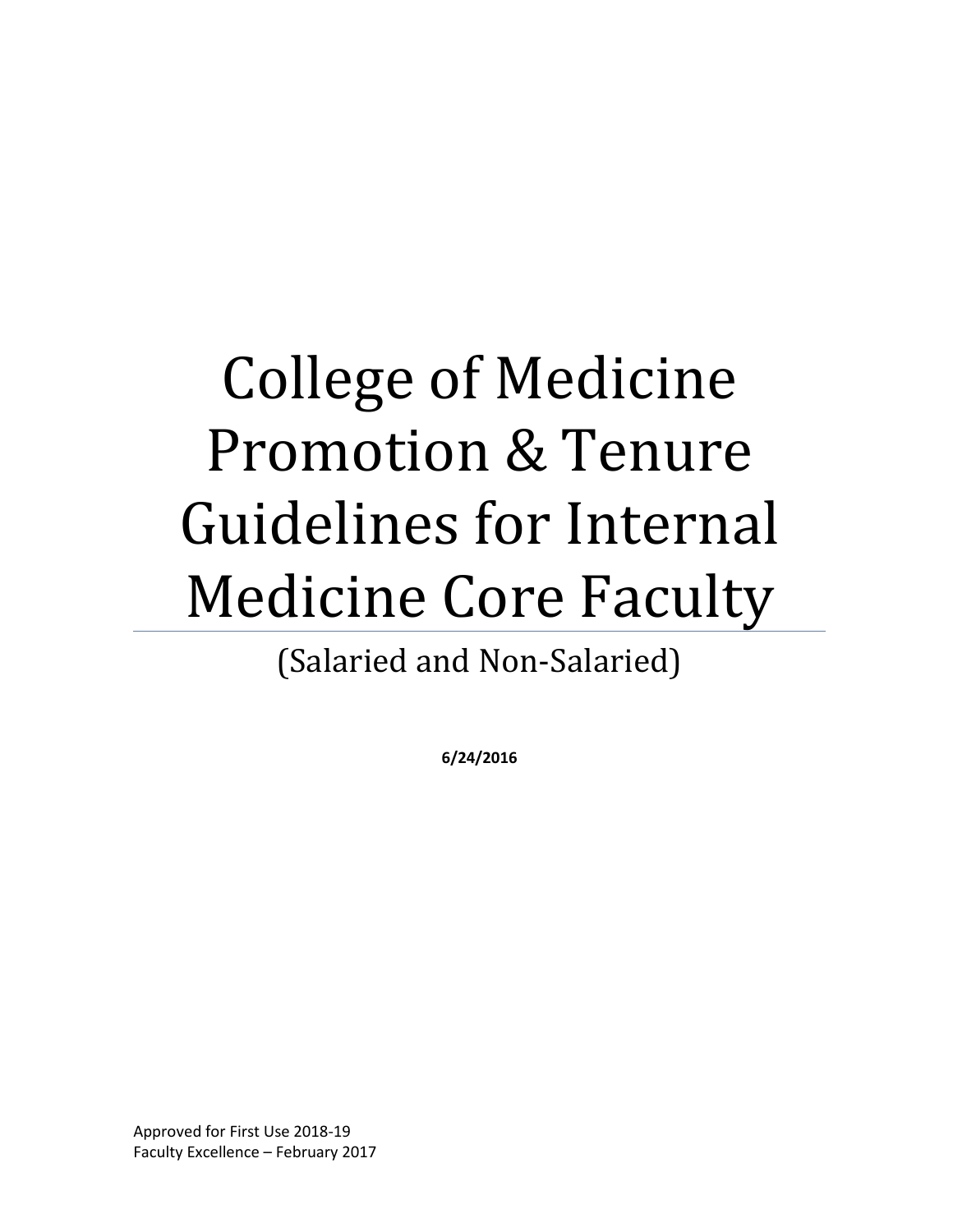# College of Medicine Promotion & Tenure Guidelines for Internal Medicine Core Faculty

(Salaried and Non-Salaried)

**6/24/2016**

Approved for First Use 2018-19
Faculty Excellence – February 2017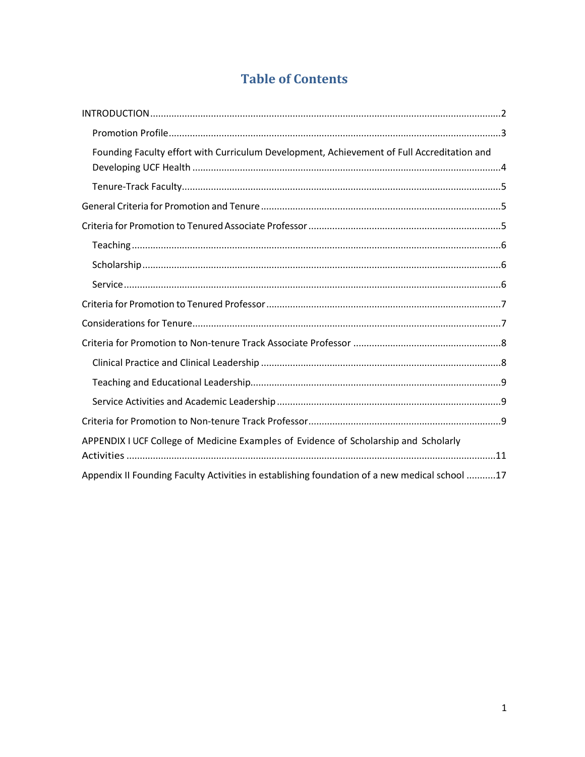# Table of Contents

INTRODUCTION ..... 2

- Promotion Profile ..... 3
- Founding Faculty effort with Curriculum Development, Achievement of Full Accreditation and Developing UCF Health ..... 4
- Tenure-Track Faculty ..... 5

General Criteria for Promotion and Tenure ..... 5

Criteria for Promotion to Tenured Associate Professor ..... 5

- Teaching ..... 6
- Scholarship ..... 6
- Service ..... 6

Criteria for Promotion to Tenured Professor ..... 7

Considerations for Tenure ..... 7

Criteria for Promotion to Non-tenure Track Associate Professor ..... 8

- Clinical Practice and Clinical Leadership ..... 8
- Teaching and Educational Leadership ..... 9
- Service Activities and Academic Leadership ..... 9

Criteria for Promotion to Non-tenure Track Professor ..... 9

APPENDIX I UCF College of Medicine Examples of Evidence of Scholarship and Scholarly Activities ..... 11

Appendix II Founding Faculty Activities in establishing foundation of a new medical school ..... 17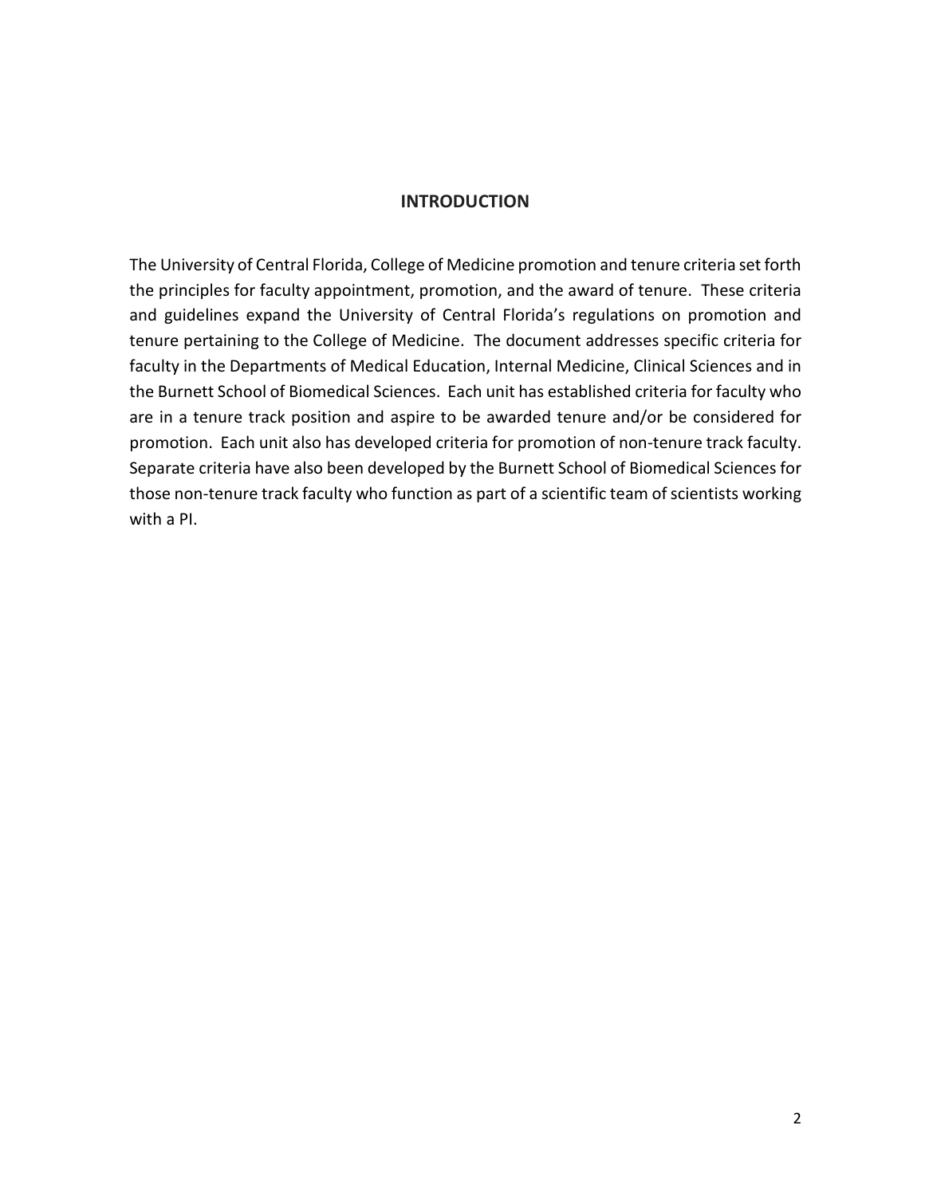# INTRODUCTION

The University of Central Florida, College of Medicine promotion and tenure criteria set forth the principles for faculty appointment, promotion, and the award of tenure. These criteria and guidelines expand the University of Central Florida's regulations on promotion and tenure pertaining to the College of Medicine. The document addresses specific criteria for faculty in the Departments of Medical Education, Internal Medicine, Clinical Sciences and in the Burnett School of Biomedical Sciences. Each unit has established criteria for faculty who are in a tenure track position and aspire to be awarded tenure and/or be considered for promotion. Each unit also has developed criteria for promotion of non-tenure track faculty. Separate criteria have also been developed by the Burnett School of Biomedical Sciences for those non-tenure track faculty who function as part of a scientific team of scientists working with a PI.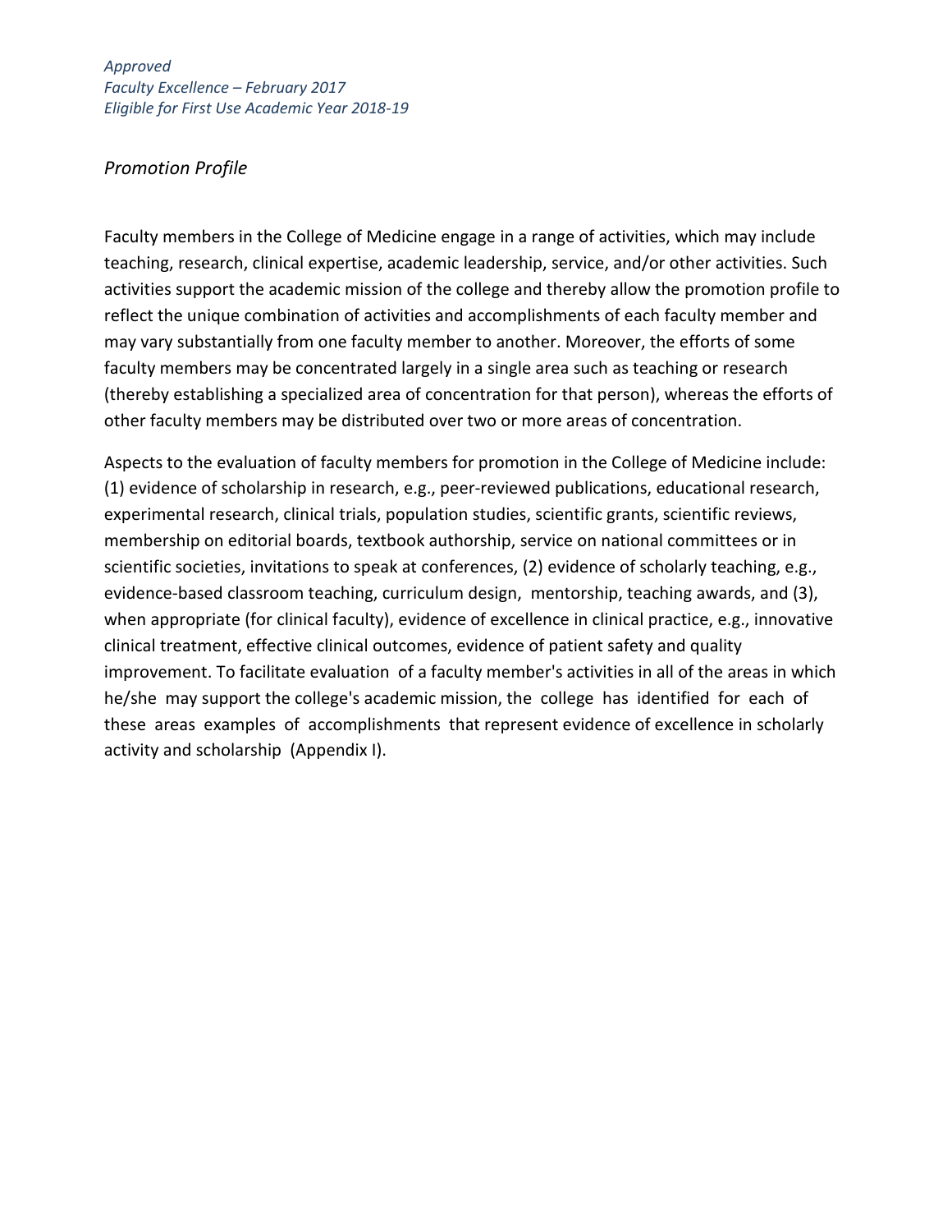*Approved*
*Faculty Excellence – February 2017*
*Eligible for First Use Academic Year 2018-19*

## *Promotion Profile*

Faculty members in the College of Medicine engage in a range of activities, which may include teaching, research, clinical expertise, academic leadership, service, and/or other activities. Such activities support the academic mission of the college and thereby allow the promotion profile to reflect the unique combination of activities and accomplishments of each faculty member and may vary substantially from one faculty member to another. Moreover, the efforts of some faculty members may be concentrated largely in a single area such as teaching or research (thereby establishing a specialized area of concentration for that person), whereas the efforts of other faculty members may be distributed over two or more areas of concentration.

Aspects to the evaluation of faculty members for promotion in the College of Medicine include: (1) evidence of scholarship in research, e.g., peer-reviewed publications, educational research, experimental research, clinical trials, population studies, scientific grants, scientific reviews, membership on editorial boards, textbook authorship, service on national committees or in scientific societies, invitations to speak at conferences, (2) evidence of scholarly teaching, e.g., evidence-based classroom teaching, curriculum design, mentorship, teaching awards, and (3), when appropriate (for clinical faculty), evidence of excellence in clinical practice, e.g., innovative clinical treatment, effective clinical outcomes, evidence of patient safety and quality improvement. To facilitate evaluation of a faculty member's activities in all of the areas in which he/she may support the college's academic mission, the college has identified for each of these areas examples of accomplishments that represent evidence of excellence in scholarly activity and scholarship (Appendix I).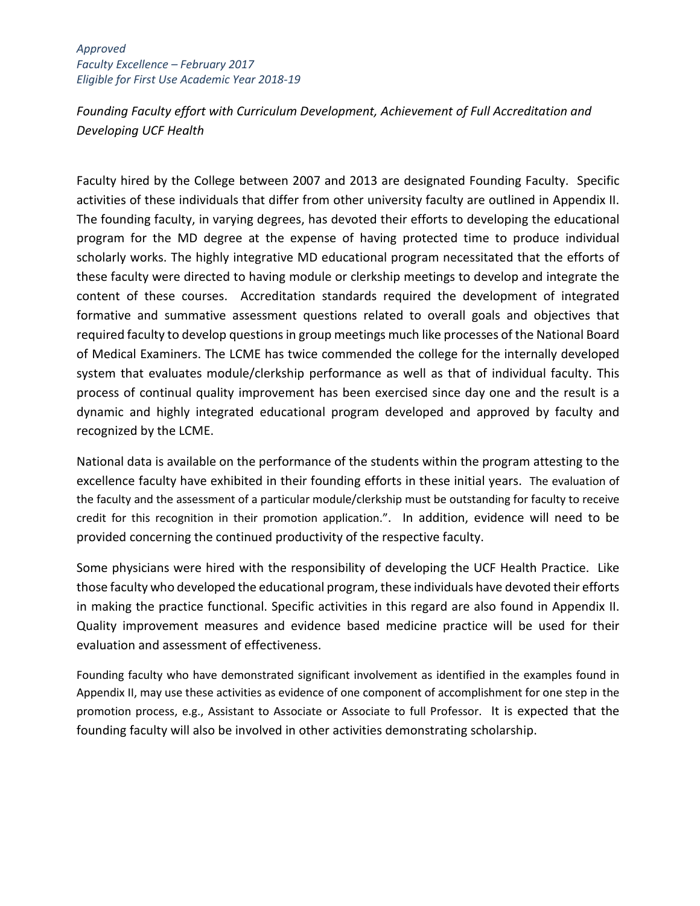*Approved*
*Faculty Excellence – February 2017*
*Eligible for First Use Academic Year 2018-19*

*Founding Faculty effort with Curriculum Development, Achievement of Full Accreditation and Developing UCF Health*

Faculty hired by the College between 2007 and 2013 are designated Founding Faculty. Specific activities of these individuals that differ from other university faculty are outlined in Appendix II. The founding faculty, in varying degrees, has devoted their efforts to developing the educational program for the MD degree at the expense of having protected time to produce individual scholarly works. The highly integrative MD educational program necessitated that the efforts of these faculty were directed to having module or clerkship meetings to develop and integrate the content of these courses. Accreditation standards required the development of integrated formative and summative assessment questions related to overall goals and objectives that required faculty to develop questions in group meetings much like processes of the National Board of Medical Examiners. The LCME has twice commended the college for the internally developed system that evaluates module/clerkship performance as well as that of individual faculty. This process of continual quality improvement has been exercised since day one and the result is a dynamic and highly integrated educational program developed and approved by faculty and recognized by the LCME.

National data is available on the performance of the students within the program attesting to the excellence faculty have exhibited in their founding efforts in these initial years. The evaluation of the faculty and the assessment of a particular module/clerkship must be outstanding for faculty to receive credit for this recognition in their promotion application.". In addition, evidence will need to be provided concerning the continued productivity of the respective faculty.

Some physicians were hired with the responsibility of developing the UCF Health Practice. Like those faculty who developed the educational program, these individuals have devoted their efforts in making the practice functional. Specific activities in this regard are also found in Appendix II. Quality improvement measures and evidence based medicine practice will be used for their evaluation and assessment of effectiveness.

Founding faculty who have demonstrated significant involvement as identified in the examples found in Appendix II, may use these activities as evidence of one component of accomplishment for one step in the promotion process, e.g., Assistant to Associate or Associate to full Professor. It is expected that the founding faculty will also be involved in other activities demonstrating scholarship.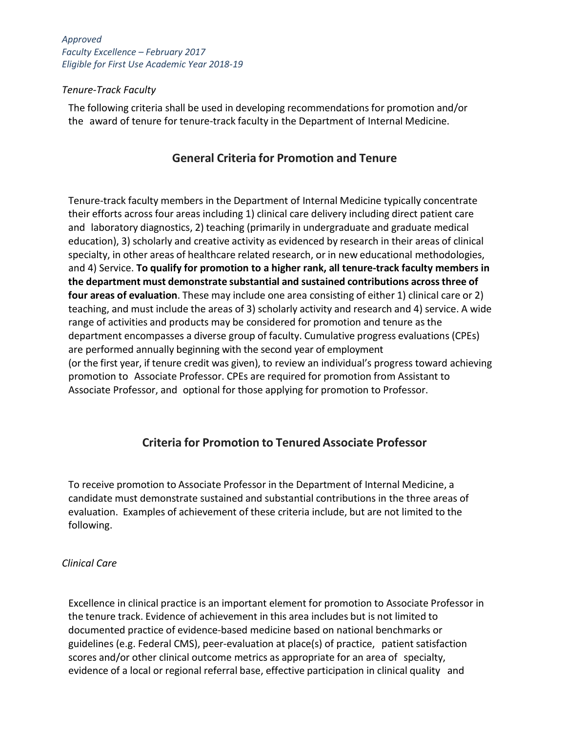*Approved*
*Faculty Excellence – February 2017*
*Eligible for First Use Academic Year 2018-19*

*Tenure-Track Faculty*

The following criteria shall be used in developing recommendations for promotion and/or the award of tenure for tenure-track faculty in the Department of Internal Medicine.

## General Criteria for Promotion and Tenure

Tenure-track faculty members in the Department of Internal Medicine typically concentrate their efforts across four areas including 1) clinical care delivery including direct patient care and laboratory diagnostics, 2) teaching (primarily in undergraduate and graduate medical education), 3) scholarly and creative activity as evidenced by research in their areas of clinical specialty, in other areas of healthcare related research, or in new educational methodologies, and 4) Service. **To qualify for promotion to a higher rank, all tenure-track faculty members in the department must demonstrate substantial and sustained contributions across three of four areas of evaluation**. These may include one area consisting of either 1) clinical care or 2) teaching, and must include the areas of 3) scholarly activity and research and 4) service. A wide range of activities and products may be considered for promotion and tenure as the department encompasses a diverse group of faculty. Cumulative progress evaluations (CPEs) are performed annually beginning with the second year of employment (or the first year, if tenure credit was given), to review an individual's progress toward achieving promotion to Associate Professor. CPEs are required for promotion from Assistant to Associate Professor, and optional for those applying for promotion to Professor.

## Criteria for Promotion to Tenured Associate Professor

To receive promotion to Associate Professor in the Department of Internal Medicine, a candidate must demonstrate sustained and substantial contributions in the three areas of evaluation. Examples of achievement of these criteria include, but are not limited to the following.

*Clinical Care*

Excellence in clinical practice is an important element for promotion to Associate Professor in the tenure track. Evidence of achievement in this area includes but is not limited to documented practice of evidence-based medicine based on national benchmarks or guidelines (e.g. Federal CMS), peer-evaluation at place(s) of practice, patient satisfaction scores and/or other clinical outcome metrics as appropriate for an area of specialty, evidence of a local or regional referral base, effective participation in clinical quality and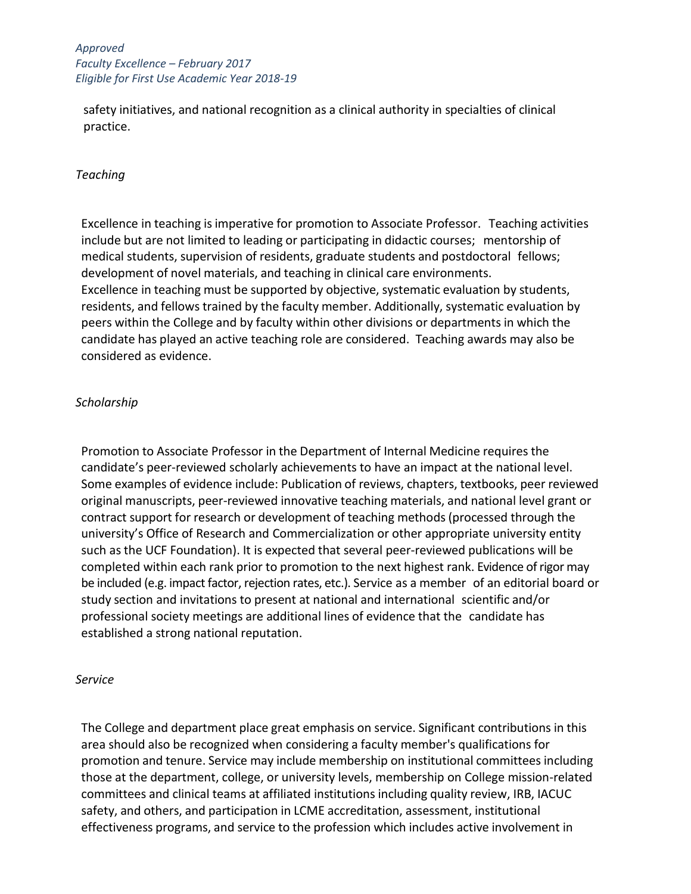safety initiatives, and national recognition as a clinical authority in specialties of clinical practice.

*Teaching*

Excellence in teaching is imperative for promotion to Associate Professor. Teaching activities include but are not limited to leading or participating in didactic courses; mentorship of medical students, supervision of residents, graduate students and postdoctoral fellows; development of novel materials, and teaching in clinical care environments. Excellence in teaching must be supported by objective, systematic evaluation by students, residents, and fellows trained by the faculty member. Additionally, systematic evaluation by peers within the College and by faculty within other divisions or departments in which the candidate has played an active teaching role are considered. Teaching awards may also be considered as evidence.

*Scholarship*

Promotion to Associate Professor in the Department of Internal Medicine requires the candidate's peer-reviewed scholarly achievements to have an impact at the national level. Some examples of evidence include: Publication of reviews, chapters, textbooks, peer reviewed original manuscripts, peer-reviewed innovative teaching materials, and national level grant or contract support for research or development of teaching methods (processed through the university's Office of Research and Commercialization or other appropriate university entity such as the UCF Foundation). It is expected that several peer-reviewed publications will be completed within each rank prior to promotion to the next highest rank. Evidence of rigor may be included (e.g. impact factor, rejection rates, etc.). Service as a member of an editorial board or study section and invitations to present at national and international scientific and/or professional society meetings are additional lines of evidence that the candidate has established a strong national reputation.

*Service*

The College and department place great emphasis on service. Significant contributions in this area should also be recognized when considering a faculty member's qualifications for promotion and tenure. Service may include membership on institutional committees including those at the department, college, or university levels, membership on College mission-related committees and clinical teams at affiliated institutions including quality review, IRB, IACUC safety, and others, and participation in LCME accreditation, assessment, institutional effectiveness programs, and service to the profession which includes active involvement in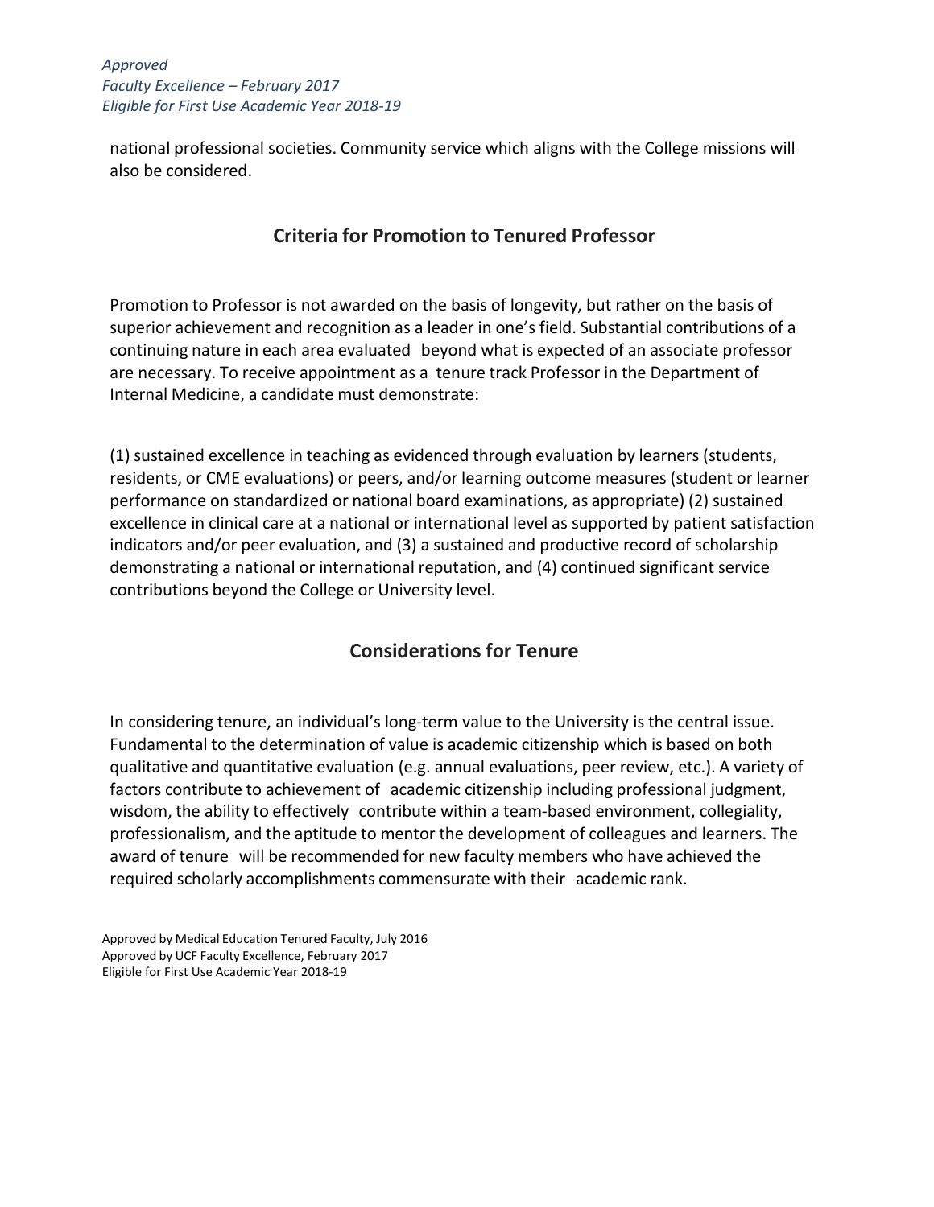national professional societies. Community service which aligns with the College missions will also be considered.

## Criteria for Promotion to Tenured Professor

Promotion to Professor is not awarded on the basis of longevity, but rather on the basis of superior achievement and recognition as a leader in one's field. Substantial contributions of a continuing nature in each area evaluated beyond what is expected of an associate professor are necessary. To receive appointment as a tenure track Professor in the Department of Internal Medicine, a candidate must demonstrate:

(1) sustained excellence in teaching as evidenced through evaluation by learners (students, residents, or CME evaluations) or peers, and/or learning outcome measures (student or learner performance on standardized or national board examinations, as appropriate) (2) sustained excellence in clinical care at a national or international level as supported by patient satisfaction indicators and/or peer evaluation, and (3) a sustained and productive record of scholarship demonstrating a national or international reputation, and (4) continued significant service contributions beyond the College or University level.

## Considerations for Tenure

In considering tenure, an individual's long-term value to the University is the central issue. Fundamental to the determination of value is academic citizenship which is based on both qualitative and quantitative evaluation (e.g. annual evaluations, peer review, etc.). A variety of factors contribute to achievement of academic citizenship including professional judgment, wisdom, the ability to effectively contribute within a team-based environment, collegiality, professionalism, and the aptitude to mentor the development of colleagues and learners. The award of tenure will be recommended for new faculty members who have achieved the required scholarly accomplishments commensurate with their academic rank.

Approved by Medical Education Tenured Faculty, July 2016
Approved by UCF Faculty Excellence, February 2017
Eligible for First Use Academic Year 2018-19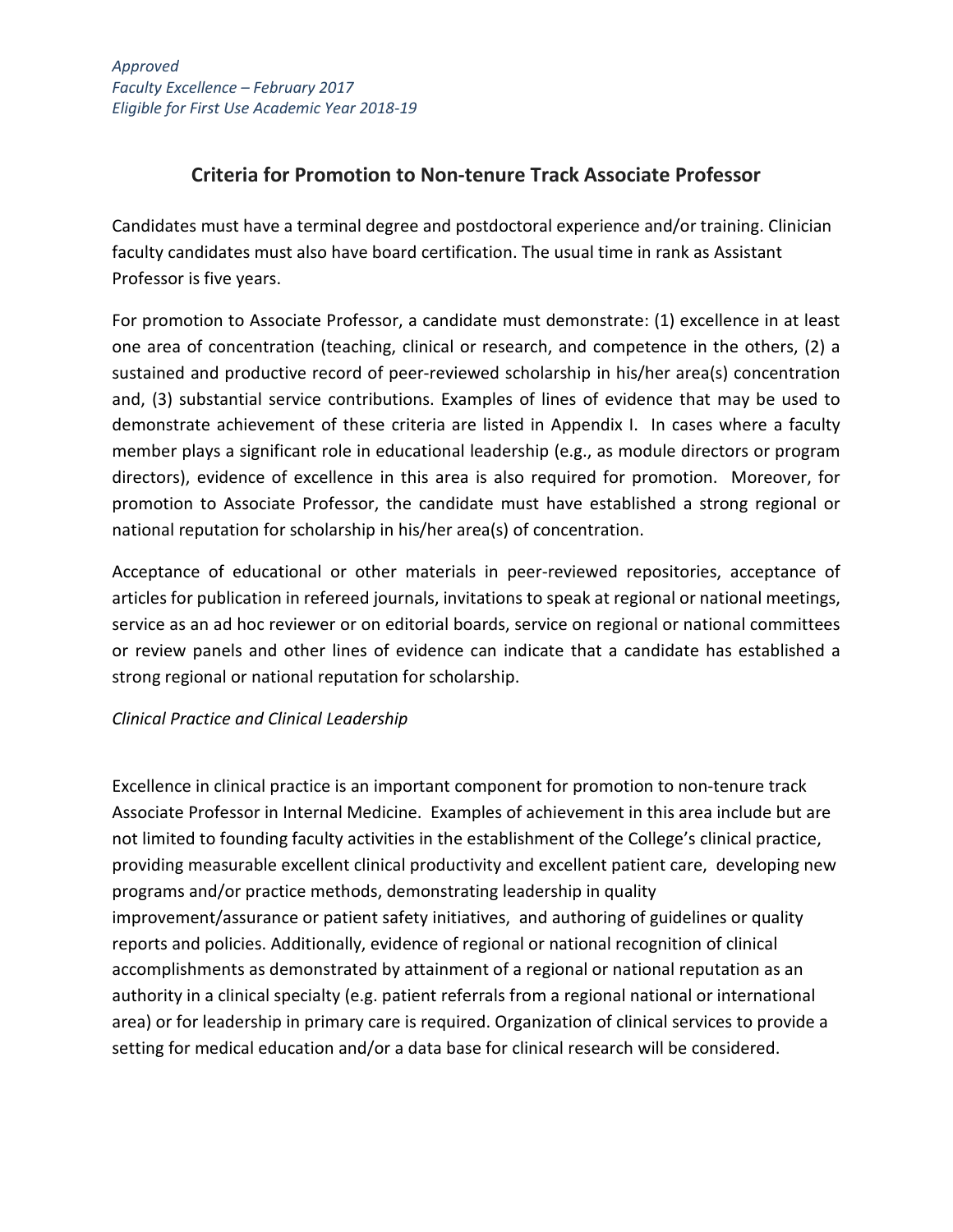*Approved*
*Faculty Excellence – February 2017*
*Eligible for First Use Academic Year 2018-19*

## Criteria for Promotion to Non-tenure Track Associate Professor

Candidates must have a terminal degree and postdoctoral experience and/or training. Clinician faculty candidates must also have board certification. The usual time in rank as Assistant Professor is five years.

For promotion to Associate Professor, a candidate must demonstrate: (1) excellence in at least one area of concentration (teaching, clinical or research, and competence in the others, (2) a sustained and productive record of peer-reviewed scholarship in his/her area(s) concentration and, (3) substantial service contributions. Examples of lines of evidence that may be used to demonstrate achievement of these criteria are listed in Appendix I. In cases where a faculty member plays a significant role in educational leadership (e.g., as module directors or program directors), evidence of excellence in this area is also required for promotion. Moreover, for promotion to Associate Professor, the candidate must have established a strong regional or national reputation for scholarship in his/her area(s) of concentration.

Acceptance of educational or other materials in peer-reviewed repositories, acceptance of articles for publication in refereed journals, invitations to speak at regional or national meetings, service as an ad hoc reviewer or on editorial boards, service on regional or national committees or review panels and other lines of evidence can indicate that a candidate has established a strong regional or national reputation for scholarship.

*Clinical Practice and Clinical Leadership*

Excellence in clinical practice is an important component for promotion to non-tenure track Associate Professor in Internal Medicine. Examples of achievement in this area include but are not limited to founding faculty activities in the establishment of the College's clinical practice, providing measurable excellent clinical productivity and excellent patient care, developing new programs and/or practice methods, demonstrating leadership in quality improvement/assurance or patient safety initiatives, and authoring of guidelines or quality reports and policies. Additionally, evidence of regional or national recognition of clinical accomplishments as demonstrated by attainment of a regional or national reputation as an authority in a clinical specialty (e.g. patient referrals from a regional national or international area) or for leadership in primary care is required. Organization of clinical services to provide a setting for medical education and/or a data base for clinical research will be considered.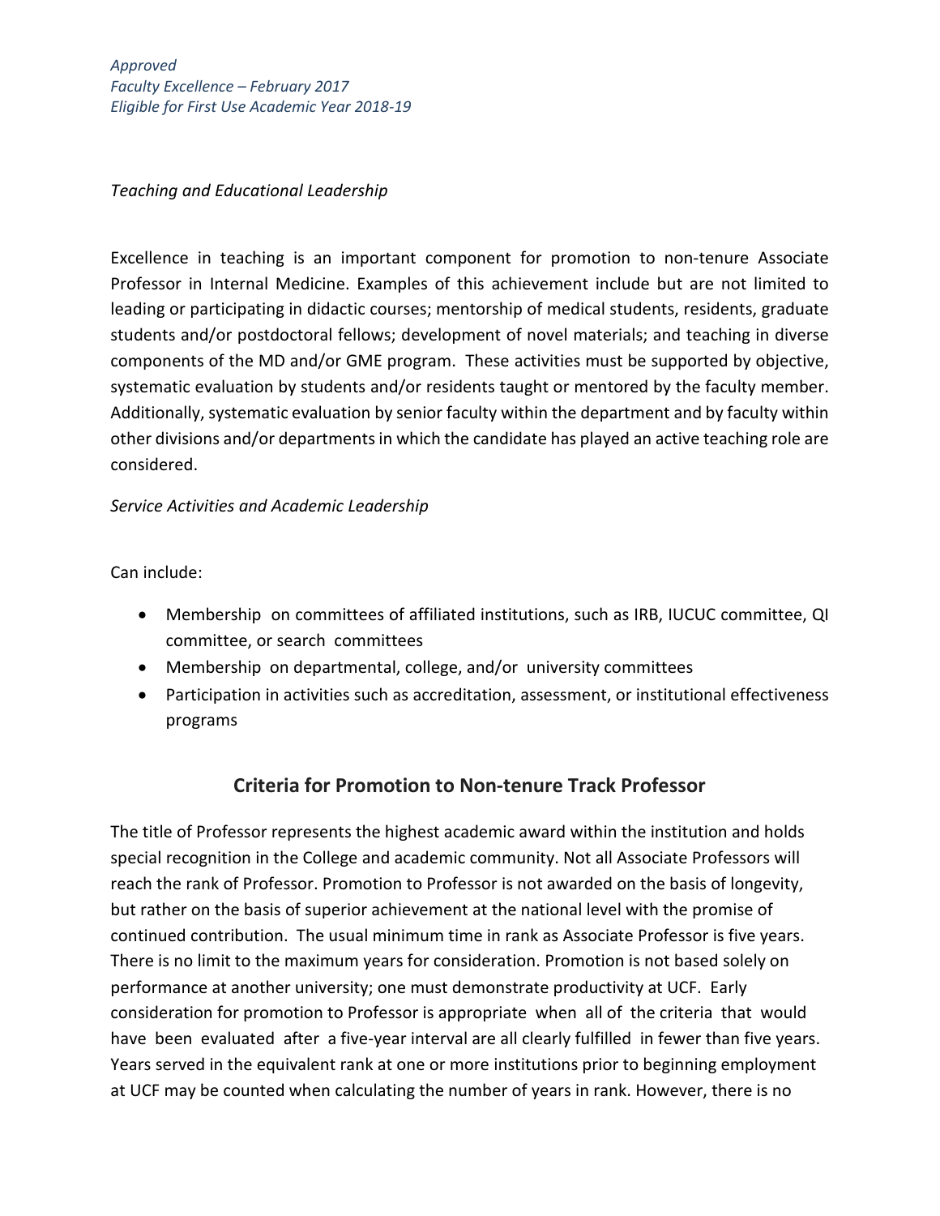*Approved*
*Faculty Excellence – February 2017*
*Eligible for First Use Academic Year 2018-19*

*Teaching and Educational Leadership*

Excellence in teaching is an important component for promotion to non-tenure Associate Professor in Internal Medicine. Examples of this achievement include but are not limited to leading or participating in didactic courses; mentorship of medical students, residents, graduate students and/or postdoctoral fellows; development of novel materials; and teaching in diverse components of the MD and/or GME program. These activities must be supported by objective, systematic evaluation by students and/or residents taught or mentored by the faculty member. Additionally, systematic evaluation by senior faculty within the department and by faculty within other divisions and/or departments in which the candidate has played an active teaching role are considered.

*Service Activities and Academic Leadership*

Can include:

- Membership on committees of affiliated institutions, such as IRB, IUCUC committee, QI committee, or search committees
- Membership on departmental, college, and/or university committees
- Participation in activities such as accreditation, assessment, or institutional effectiveness programs

## Criteria for Promotion to Non-tenure Track Professor

The title of Professor represents the highest academic award within the institution and holds special recognition in the College and academic community. Not all Associate Professors will reach the rank of Professor. Promotion to Professor is not awarded on the basis of longevity, but rather on the basis of superior achievement at the national level with the promise of continued contribution. The usual minimum time in rank as Associate Professor is five years. There is no limit to the maximum years for consideration. Promotion is not based solely on performance at another university; one must demonstrate productivity at UCF. Early consideration for promotion to Professor is appropriate when all of the criteria that would have been evaluated after a five-year interval are all clearly fulfilled in fewer than five years. Years served in the equivalent rank at one or more institutions prior to beginning employment at UCF may be counted when calculating the number of years in rank. However, there is no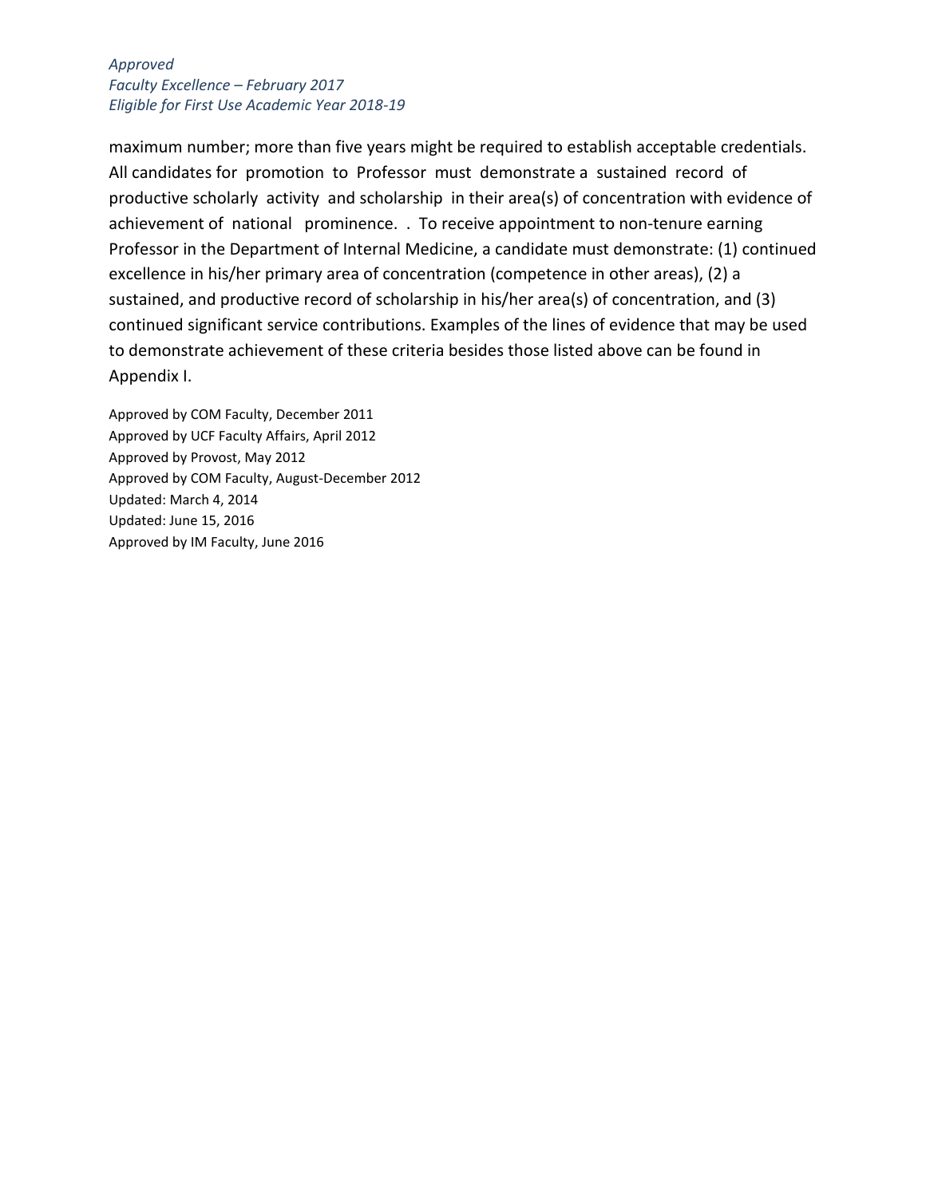maximum number; more than five years might be required to establish acceptable credentials. All candidates for promotion to Professor must demonstrate a sustained record of productive scholarly activity and scholarship in their area(s) of concentration with evidence of achievement of national prominence. . To receive appointment to non-tenure earning Professor in the Department of Internal Medicine, a candidate must demonstrate: (1) continued excellence in his/her primary area of concentration (competence in other areas), (2) a sustained, and productive record of scholarship in his/her area(s) of concentration, and (3) continued significant service contributions. Examples of the lines of evidence that may be used to demonstrate achievement of these criteria besides those listed above can be found in Appendix I.

Approved by COM Faculty, December 2011
Approved by UCF Faculty Affairs, April 2012
Approved by Provost, May 2012
Approved by COM Faculty, August-December 2012
Updated: March 4, 2014
Updated: June 15, 2016
Approved by IM Faculty, June 2016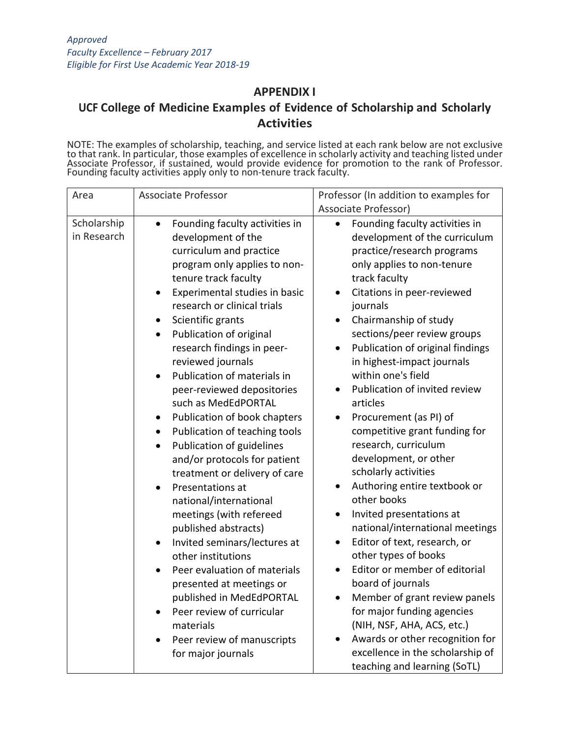*Approved*
*Faculty Excellence – February 2017*
*Eligible for First Use Academic Year 2018-19*

## APPENDIX I

## UCF College of Medicine Examples of Evidence of Scholarship and Scholarly Activities

NOTE: The examples of scholarship, teaching, and service listed at each rank below are not exclusive to that rank. In particular, those examples of excellence in scholarly activity and teaching listed under Associate Professor, if sustained, would provide evidence for promotion to the rank of Professor. Founding faculty activities apply only to non-tenure track faculty.

| Area | Associate Professor | Professor (In addition to examples for Associate Professor) |
|---|---|---|
| Scholarship in Research | • Founding faculty activities in development of the curriculum and practice program only applies to non-tenure track faculty<br>• Experimental studies in basic research or clinical trials<br>• Scientific grants<br>• Publication of original research findings in peer-reviewed journals<br>• Publication of materials in peer-reviewed depositories such as MedEdPORTAL<br>• Publication of book chapters<br>• Publication of teaching tools<br>• Publication of guidelines and/or protocols for patient treatment or delivery of care<br>• Presentations at national/international meetings (with refereed published abstracts)<br>• Invited seminars/lectures at other institutions<br>• Peer evaluation of materials presented at meetings or published in MedEdPORTAL<br>• Peer review of curricular materials<br>• Peer review of manuscripts for major journals | • Founding faculty activities in development of the curriculum practice/research programs only applies to non-tenure track faculty<br>• Citations in peer-reviewed journals<br>• Chairmanship of study sections/peer review groups<br>• Publication of original findings in highest-impact journals within one's field<br>• Publication of invited review articles<br>• Procurement (as PI) of competitive grant funding for research, curriculum development, or other scholarly activities<br>• Authoring entire textbook or other books<br>• Invited presentations at national/international meetings<br>• Editor of text, research, or other types of books<br>• Editor or member of editorial board of journals<br>• Member of grant review panels for major funding agencies (NIH, NSF, AHA, ACS, etc.)<br>• Awards or other recognition for excellence in the scholarship of teaching and learning (SoTL) |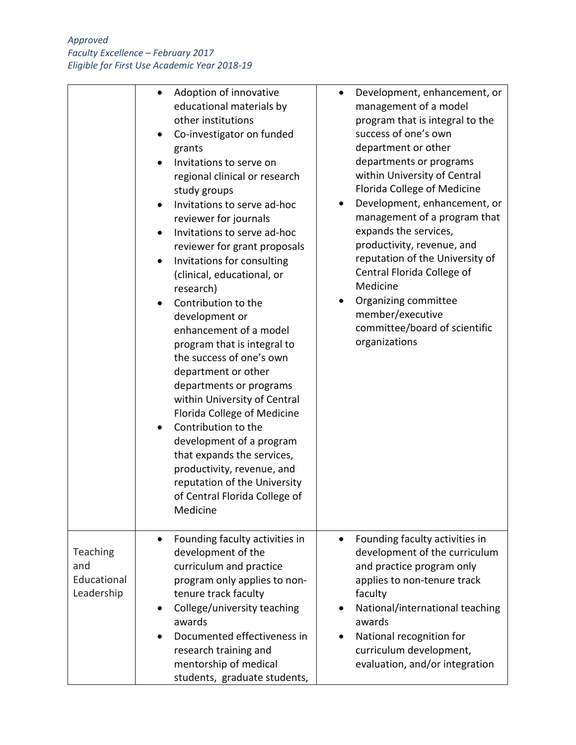*Approved*
*Faculty Excellence – February 2017*
*Eligible for First Use Academic Year 2018-19*

| | | |
|---|---|---|
| | • Adoption of innovative educational materials by other institutions<br>• Co-investigator on funded grants<br>• Invitations to serve on regional clinical or research study groups<br>• Invitations to serve ad-hoc reviewer for journals<br>• Invitations to serve ad-hoc reviewer for grant proposals<br>• Invitations for consulting (clinical, educational, or research)<br>• Contribution to the development or enhancement of a model program that is integral to the success of one's own department or other departments or programs within University of Central Florida College of Medicine<br>• Contribution to the development of a program that expands the services, productivity, revenue, and reputation of the University of Central Florida College of Medicine | • Development, enhancement, or management of a model program that is integral to the success of one's own department or other departments or programs within University of Central Florida College of Medicine<br>• Development, enhancement, or management of a program that expands the services, productivity, revenue, and reputation of the University of Central Florida College of Medicine<br>• Organizing committee member/executive committee/board of scientific organizations |
| Teaching and Educational Leadership | • Founding faculty activities in development of the curriculum and practice program only applies to non-tenure track faculty<br>• College/university teaching awards<br>• Documented effectiveness in research training and mentorship of medical students, graduate students, | • Founding faculty activities in development of the curriculum and practice program only applies to non-tenure track faculty<br>• National/international teaching awards<br>• National recognition for curriculum development, evaluation, and/or integration |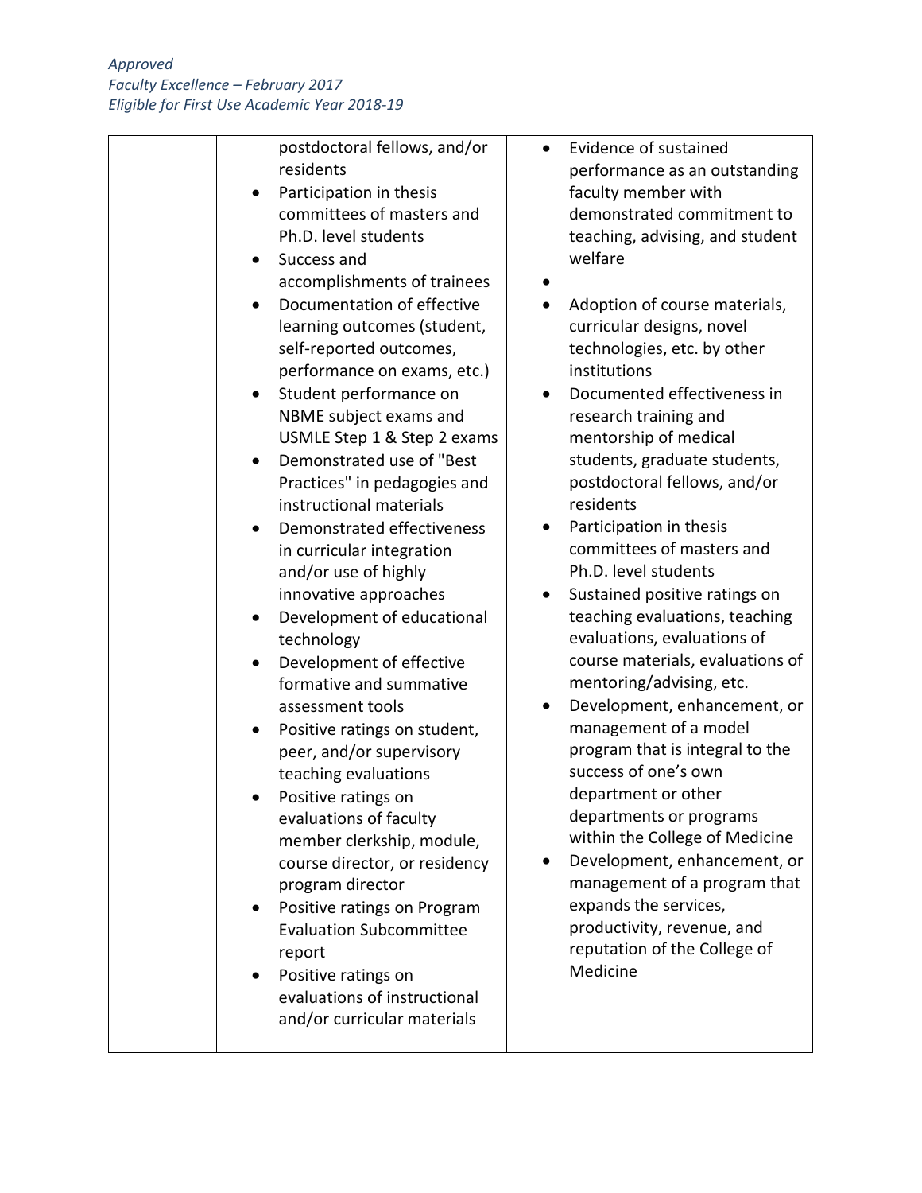*Approved*
*Faculty Excellence – February 2017*
*Eligible for First Use Academic Year 2018-19*

| | | |
|---|---|---|
| | postdoctoral fellows, and/or residents<br>• Participation in thesis committees of masters and Ph.D. level students<br>• Success and accomplishments of trainees<br>• Documentation of effective learning outcomes (student, self-reported outcomes, performance on exams, etc.)<br>• Student performance on NBME subject exams and USMLE Step 1 & Step 2 exams<br>• Demonstrated use of "Best Practices" in pedagogies and instructional materials<br>• Demonstrated effectiveness in curricular integration and/or use of highly innovative approaches<br>• Development of educational technology<br>• Development of effective formative and summative assessment tools<br>• Positive ratings on student, peer, and/or supervisory teaching evaluations<br>• Positive ratings on evaluations of faculty member clerkship, module, course director, or residency program director<br>• Positive ratings on Program Evaluation Subcommittee report<br>• Positive ratings on evaluations of instructional and/or curricular materials | • Evidence of sustained performance as an outstanding faculty member with demonstrated commitment to teaching, advising, and student welfare<br>•<br>• Adoption of course materials, curricular designs, novel technologies, etc. by other institutions<br>• Documented effectiveness in research training and mentorship of medical students, graduate students, postdoctoral fellows, and/or residents<br>• Participation in thesis committees of masters and Ph.D. level students<br>• Sustained positive ratings on teaching evaluations, teaching evaluations, evaluations of course materials, evaluations of mentoring/advising, etc.<br>• Development, enhancement, or management of a model program that is integral to the success of one's own department or other departments or programs within the College of Medicine<br>• Development, enhancement, or management of a program that expands the services, productivity, revenue, and reputation of the College of Medicine |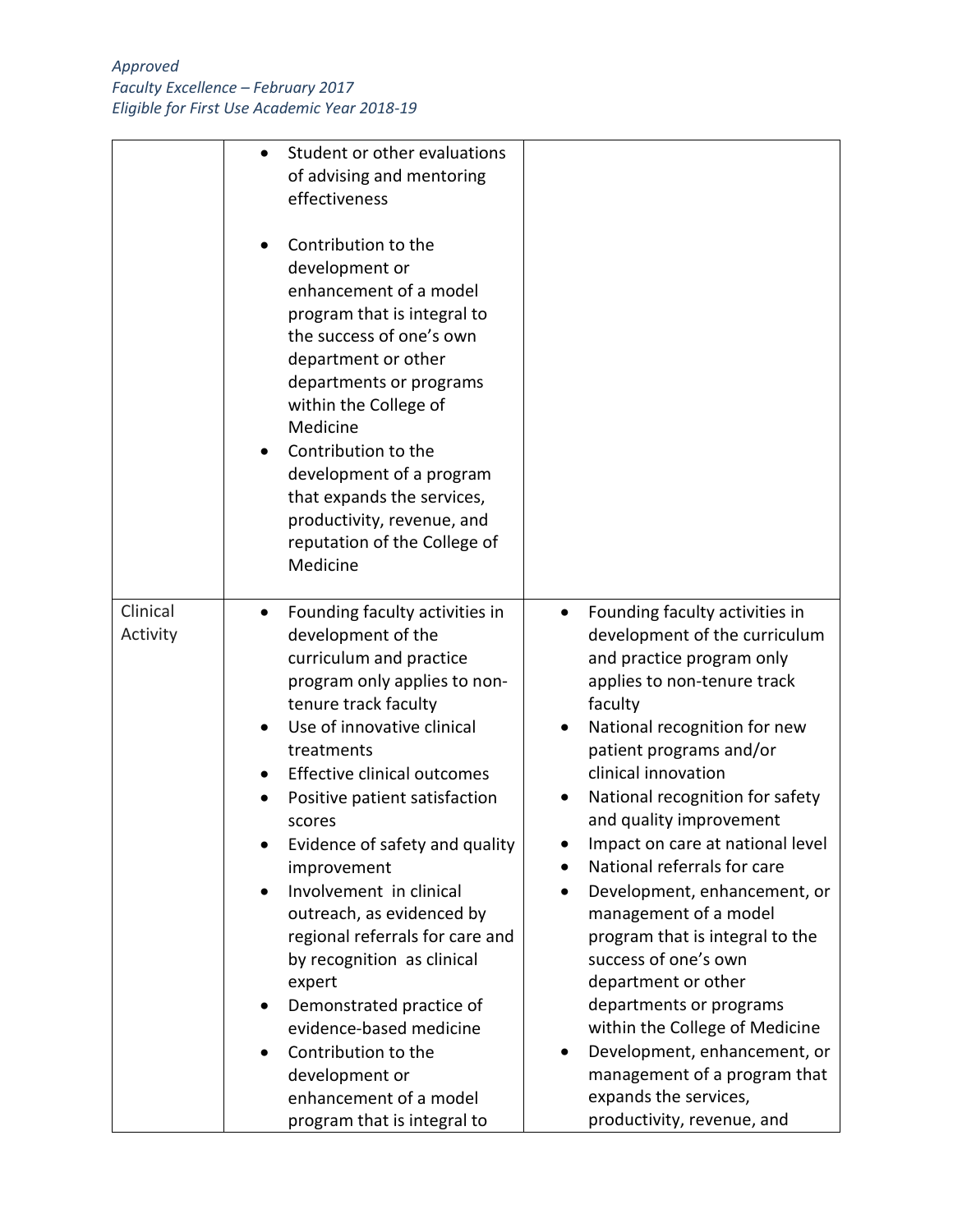*Approved*
*Faculty Excellence – February 2017*
*Eligible for First Use Academic Year 2018-19*

| | | |
|---|---|---|
| | • Student or other evaluations of advising and mentoring effectiveness<br><br>• Contribution to the development or enhancement of a model program that is integral to the success of one's own department or other departments or programs within the College of Medicine<br>• Contribution to the development of a program that expands the services, productivity, revenue, and reputation of the College of Medicine | |
| Clinical Activity | • Founding faculty activities in development of the curriculum and practice program only applies to non-tenure track faculty<br>• Use of innovative clinical treatments<br>• Effective clinical outcomes<br>• Positive patient satisfaction scores<br>• Evidence of safety and quality improvement<br>• Involvement in clinical outreach, as evidenced by regional referrals for care and by recognition as clinical expert<br>• Demonstrated practice of evidence-based medicine<br>• Contribution to the development or enhancement of a model program that is integral to | • Founding faculty activities in development of the curriculum and practice program only applies to non-tenure track faculty<br>• National recognition for new patient programs and/or clinical innovation<br>• National recognition for safety and quality improvement<br>• Impact on care at national level<br>• National referrals for care<br>• Development, enhancement, or management of a model program that is integral to the success of one's own department or other departments or programs within the College of Medicine<br>• Development, enhancement, or management of a program that expands the services, productivity, revenue, and |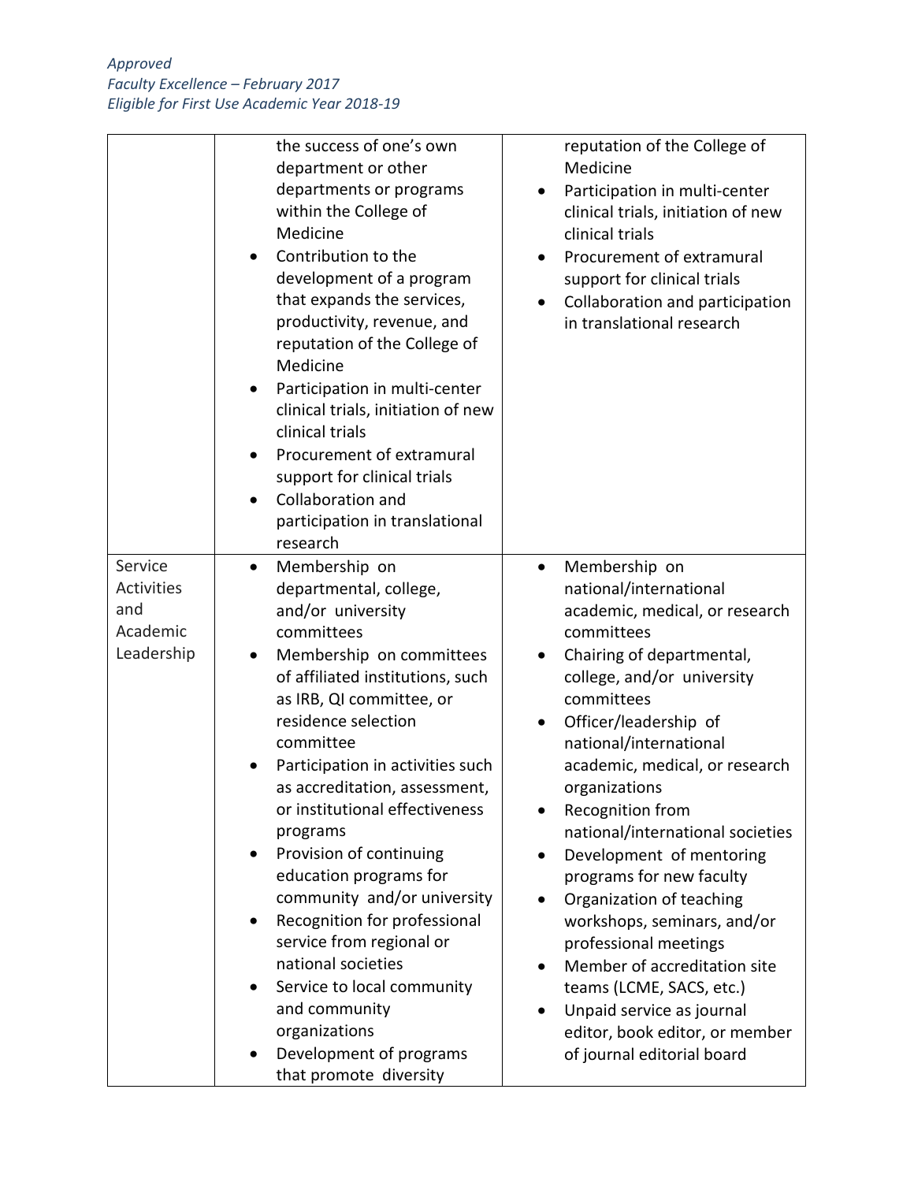*Approved*
*Faculty Excellence – February 2017*
*Eligible for First Use Academic Year 2018-19*

| | | |
|---|---|---|
| | the success of one's own department or other departments or programs within the College of Medicine<br>• Contribution to the development of a program that expands the services, productivity, revenue, and reputation of the College of Medicine<br>• Participation in multi-center clinical trials, initiation of new clinical trials<br>• Procurement of extramural support for clinical trials<br>• Collaboration and participation in translational research | reputation of the College of Medicine<br>• Participation in multi-center clinical trials, initiation of new clinical trials<br>• Procurement of extramural support for clinical trials<br>• Collaboration and participation in translational research |
| Service Activities and Academic Leadership | • Membership on departmental, college, and/or university committees<br>• Membership on committees of affiliated institutions, such as IRB, QI committee, or residence selection committee<br>• Participation in activities such as accreditation, assessment, or institutional effectiveness programs<br>• Provision of continuing education programs for community and/or university<br>• Recognition for professional service from regional or national societies<br>• Service to local community and community organizations<br>• Development of programs that promote diversity | • Membership on national/international academic, medical, or research committees<br>• Chairing of departmental, college, and/or university committees<br>• Officer/leadership of national/international academic, medical, or research organizations<br>• Recognition from national/international societies<br>• Development of mentoring programs for new faculty<br>• Organization of teaching workshops, seminars, and/or professional meetings<br>• Member of accreditation site teams (LCME, SACS, etc.)<br>• Unpaid service as journal editor, book editor, or member of journal editorial board |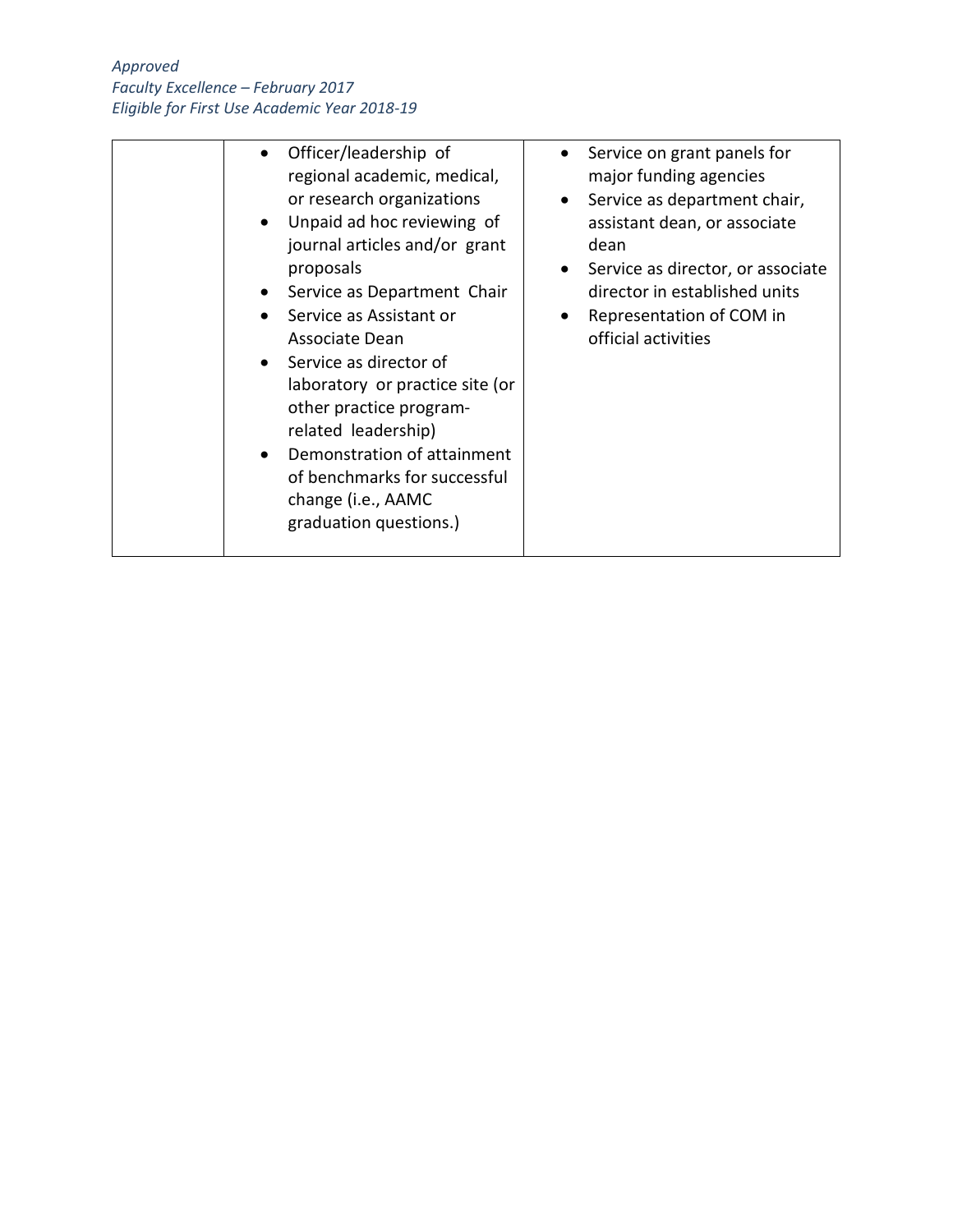| | | |
|---|---|---|
| | • Officer/leadership of regional academic, medical, or research organizations<br>• Unpaid ad hoc reviewing of journal articles and/or grant proposals<br>• Service as Department Chair<br>• Service as Assistant or Associate Dean<br>• Service as director of laboratory or practice site (or other practice program-related leadership)<br>• Demonstration of attainment of benchmarks for successful change (i.e., AAMC graduation questions.) | • Service on grant panels for major funding agencies<br>• Service as department chair, assistant dean, or associate dean<br>• Service as director, or associate director in established units<br>• Representation of COM in official activities |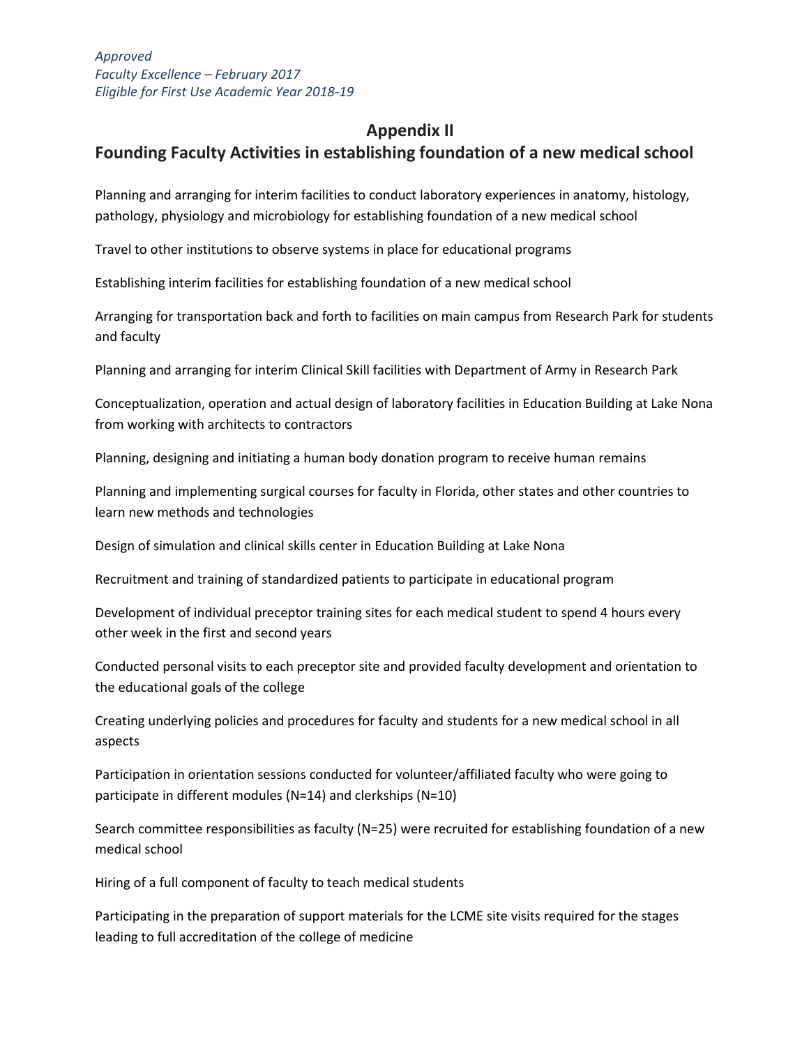*Approved*
*Faculty Excellence – February 2017*
*Eligible for First Use Academic Year 2018-19*

## Appendix II
## Founding Faculty Activities in establishing foundation of a new medical school

Planning and arranging for interim facilities to conduct laboratory experiences in anatomy, histology, pathology, physiology and microbiology for establishing foundation of a new medical school

Travel to other institutions to observe systems in place for educational programs

Establishing interim facilities for establishing foundation of a new medical school

Arranging for transportation back and forth to facilities on main campus from Research Park for students and faculty

Planning and arranging for interim Clinical Skill facilities with Department of Army in Research Park

Conceptualization, operation and actual design of laboratory facilities in Education Building at Lake Nona from working with architects to contractors

Planning, designing and initiating a human body donation program to receive human remains

Planning and implementing surgical courses for faculty in Florida, other states and other countries to learn new methods and technologies

Design of simulation and clinical skills center in Education Building at Lake Nona

Recruitment and training of standardized patients to participate in educational program

Development of individual preceptor training sites for each medical student to spend 4 hours every other week in the first and second years

Conducted personal visits to each preceptor site and provided faculty development and orientation to the educational goals of the college

Creating underlying policies and procedures for faculty and students for a new medical school in all aspects

Participation in orientation sessions conducted for volunteer/affiliated faculty who were going to participate in different modules (N=14) and clerkships (N=10)

Search committee responsibilities as faculty (N=25) were recruited for establishing foundation of a new medical school

Hiring of a full component of faculty to teach medical students

Participating in the preparation of support materials for the LCME site visits required for the stages leading to full accreditation of the college of medicine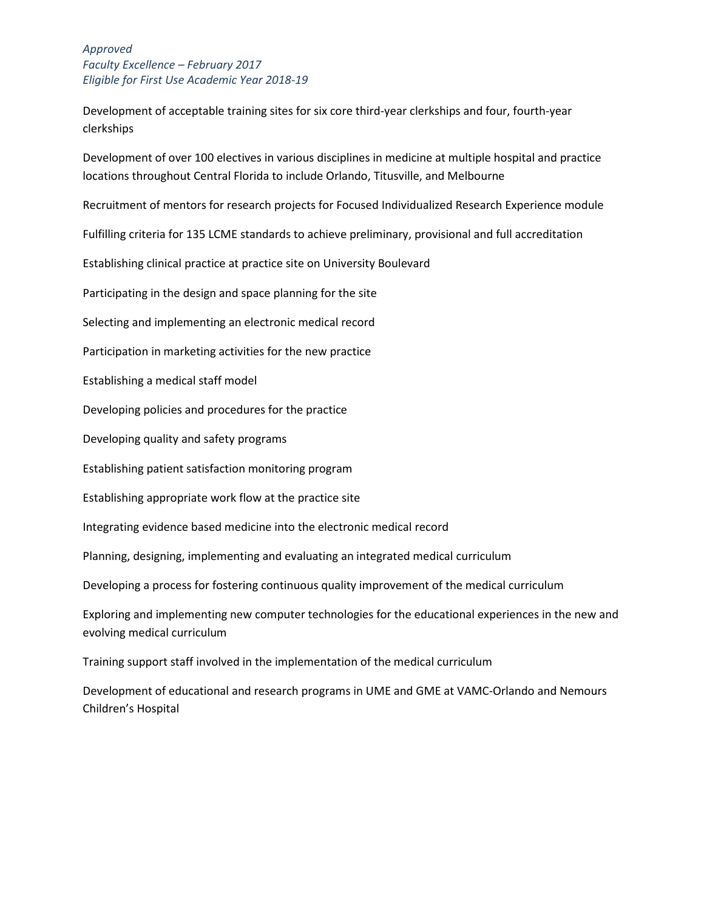*Approved*
*Faculty Excellence – February 2017*
*Eligible for First Use Academic Year 2018-19*

Development of acceptable training sites for six core third-year clerkships and four, fourth-year clerkships

Development of over 100 electives in various disciplines in medicine at multiple hospital and practice locations throughout Central Florida to include Orlando, Titusville, and Melbourne

Recruitment of mentors for research projects for Focused Individualized Research Experience module

Fulfilling criteria for 135 LCME standards to achieve preliminary, provisional and full accreditation

Establishing clinical practice at practice site on University Boulevard

Participating in the design and space planning for the site

Selecting and implementing an electronic medical record

Participation in marketing activities for the new practice

Establishing a medical staff model

Developing policies and procedures for the practice

Developing quality and safety programs

Establishing patient satisfaction monitoring program

Establishing appropriate work flow at the practice site

Integrating evidence based medicine into the electronic medical record

Planning, designing, implementing and evaluating an integrated medical curriculum

Developing a process for fostering continuous quality improvement of the medical curriculum

Exploring and implementing new computer technologies for the educational experiences in the new and evolving medical curriculum

Training support staff involved in the implementation of the medical curriculum

Development of educational and research programs in UME and GME at VAMC-Orlando and Nemours Children's Hospital